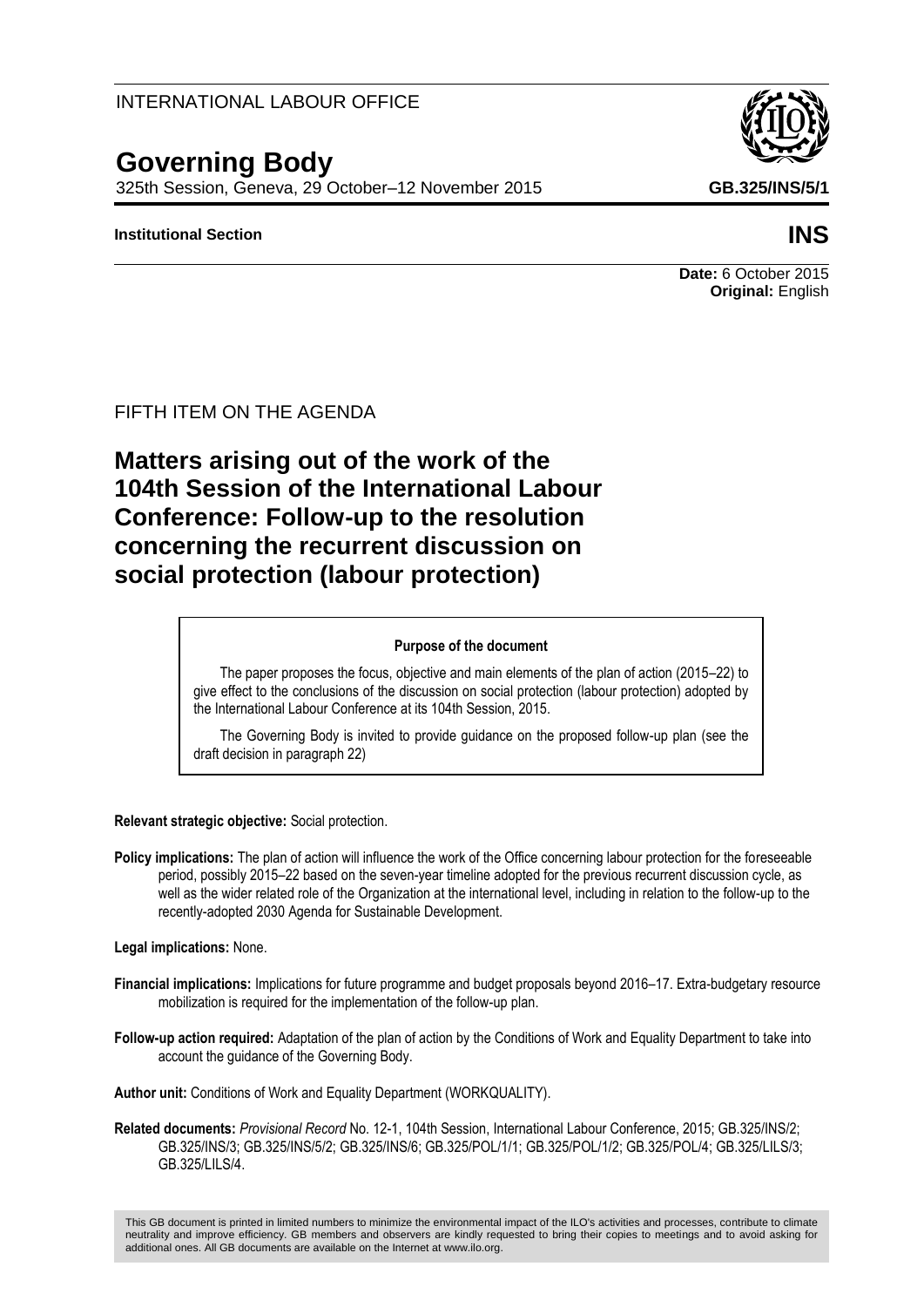INTERNATIONAL LABOUR OFFICE

# Governing Body

325th Session, Geneva, 29 October–12 November 2015

**GB.325/INS/5/1**

**Institutional Section**

**INS**

**Date:** 6 October 2015
**Original:** English

FIFTH ITEM ON THE AGENDA

## Matters arising out of the work of the 104th Session of the International Labour Conference: Follow-up to the resolution concerning the recurrent discussion on social protection (labour protection)

**Purpose of the document**

The paper proposes the focus, objective and main elements of the plan of action (2015–22) to give effect to the conclusions of the discussion on social protection (labour protection) adopted by the International Labour Conference at its 104th Session, 2015.

The Governing Body is invited to provide guidance on the proposed follow-up plan (see the draft decision in paragraph 22)

**Relevant strategic objective:** Social protection.

**Policy implications:** The plan of action will influence the work of the Office concerning labour protection for the foreseeable period, possibly 2015–22 based on the seven-year timeline adopted for the previous recurrent discussion cycle, as well as the wider related role of the Organization at the international level, including in relation to the follow-up to the recently-adopted 2030 Agenda for Sustainable Development.

**Legal implications:** None.

**Financial implications:** Implications for future programme and budget proposals beyond 2016–17. Extra-budgetary resource mobilization is required for the implementation of the follow-up plan.

**Follow-up action required:** Adaptation of the plan of action by the Conditions of Work and Equality Department to take into account the guidance of the Governing Body.

**Author unit:** Conditions of Work and Equality Department (WORKQUALITY).

**Related documents:** *Provisional Record* No. 12-1, 104th Session, International Labour Conference, 2015; GB.325/INS/2; GB.325/INS/3; GB.325/INS/5/2; GB.325/INS/6; GB.325/POL/1/1; GB.325/POL/1/2; GB.325/POL/4; GB.325/LILS/3; GB.325/LILS/4.

This GB document is printed in limited numbers to minimize the environmental impact of the ILO's activities and processes, contribute to climate neutrality and improve efficiency. GB members and observers are kindly requested to bring their copies to meetings and to avoid asking for additional ones. All GB documents are available on the Internet at www.ilo.org.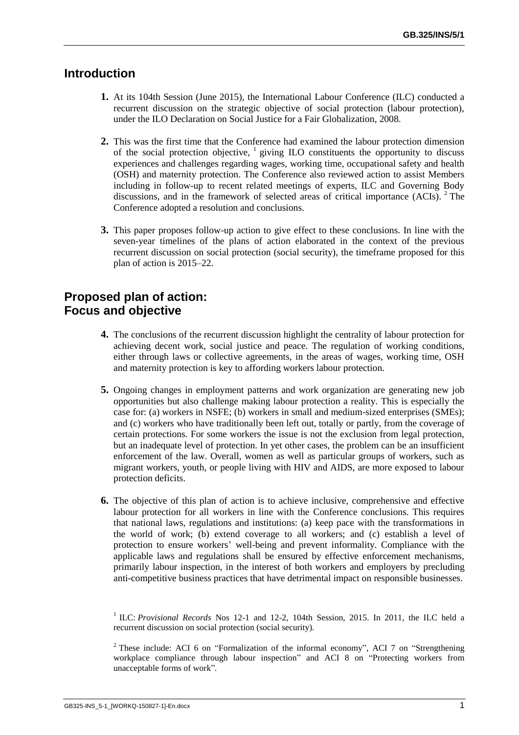## Introduction

**1.** At its 104th Session (June 2015), the International Labour Conference (ILC) conducted a recurrent discussion on the strategic objective of social protection (labour protection), under the ILO Declaration on Social Justice for a Fair Globalization, 2008.

**2.** This was the first time that the Conference had examined the labour protection dimension of the social protection objective, [1] giving ILO constituents the opportunity to discuss experiences and challenges regarding wages, working time, occupational safety and health (OSH) and maternity protection. The Conference also reviewed action to assist Members including in follow-up to recent related meetings of experts, ILC and Governing Body discussions, and in the framework of selected areas of critical importance (ACIs). [2] The Conference adopted a resolution and conclusions.

**3.** This paper proposes follow-up action to give effect to these conclusions. In line with the seven-year timelines of the plans of action elaborated in the context of the previous recurrent discussion on social protection (social security), the timeframe proposed for this plan of action is 2015–22.

## Proposed plan of action: Focus and objective

**4.** The conclusions of the recurrent discussion highlight the centrality of labour protection for achieving decent work, social justice and peace. The regulation of working conditions, either through laws or collective agreements, in the areas of wages, working time, OSH and maternity protection is key to affording workers labour protection.

**5.** Ongoing changes in employment patterns and work organization are generating new job opportunities but also challenge making labour protection a reality. This is especially the case for: (a) workers in NSFE; (b) workers in small and medium-sized enterprises (SMEs); and (c) workers who have traditionally been left out, totally or partly, from the coverage of certain protections. For some workers the issue is not the exclusion from legal protection, but an inadequate level of protection. In yet other cases, the problem can be an insufficient enforcement of the law. Overall, women as well as particular groups of workers, such as migrant workers, youth, or people living with HIV and AIDS, are more exposed to labour protection deficits.

**6.** The objective of this plan of action is to achieve inclusive, comprehensive and effective labour protection for all workers in line with the Conference conclusions. This requires that national laws, regulations and institutions: (a) keep pace with the transformations in the world of work; (b) extend coverage to all workers; and (c) establish a level of protection to ensure workers' well-being and prevent informality. Compliance with the applicable laws and regulations shall be ensured by effective enforcement mechanisms, primarily labour inspection, in the interest of both workers and employers by precluding anti-competitive business practices that have detrimental impact on responsible businesses.

---

[1] ILC: *Provisional Records* Nos 12-1 and 12-2, 104th Session, 2015. In 2011, the ILC held a recurrent discussion on social protection (social security).

[2] These include: ACI 6 on "Formalization of the informal economy", ACI 7 on "Strengthening workplace compliance through labour inspection" and ACI 8 on "Protecting workers from unacceptable forms of work".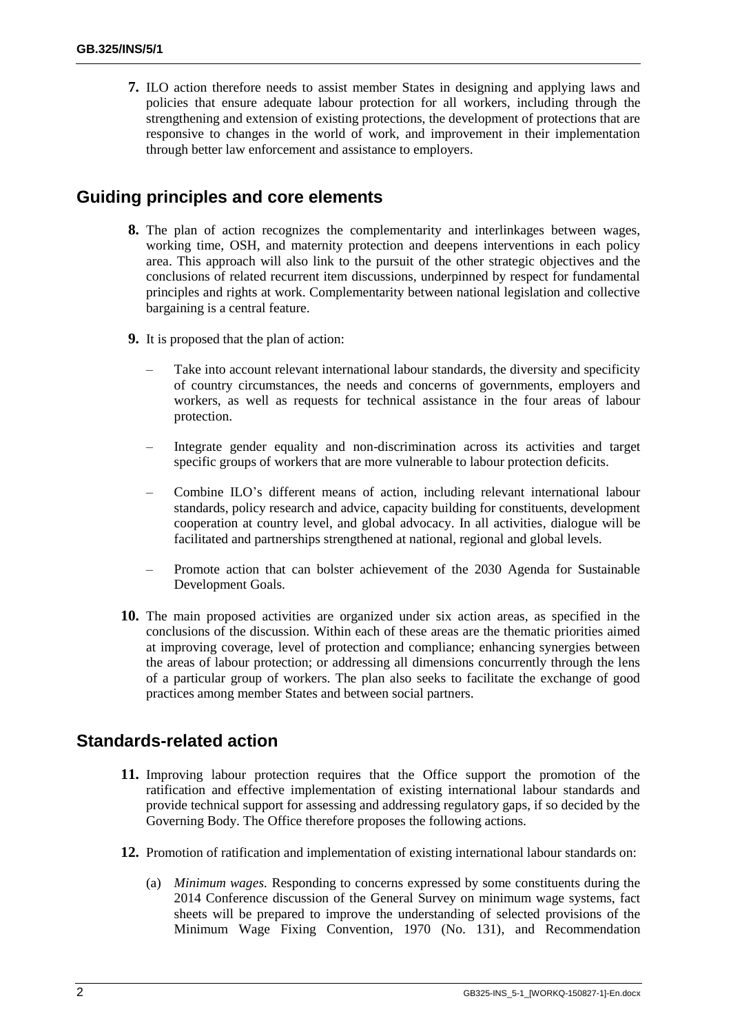**7.** ILO action therefore needs to assist member States in designing and applying laws and policies that ensure adequate labour protection for all workers, including through the strengthening and extension of existing protections, the development of protections that are responsive to changes in the world of work, and improvement in their implementation through better law enforcement and assistance to employers.

## Guiding principles and core elements

**8.** The plan of action recognizes the complementarity and interlinkages between wages, working time, OSH, and maternity protection and deepens interventions in each policy area. This approach will also link to the pursuit of the other strategic objectives and the conclusions of related recurrent item discussions, underpinned by respect for fundamental principles and rights at work. Complementarity between national legislation and collective bargaining is a central feature.

**9.** It is proposed that the plan of action:

- Take into account relevant international labour standards, the diversity and specificity of country circumstances, the needs and concerns of governments, employers and workers, as well as requests for technical assistance in the four areas of labour protection.
- Integrate gender equality and non-discrimination across its activities and target specific groups of workers that are more vulnerable to labour protection deficits.
- Combine ILO's different means of action, including relevant international labour standards, policy research and advice, capacity building for constituents, development cooperation at country level, and global advocacy. In all activities, dialogue will be facilitated and partnerships strengthened at national, regional and global levels.
- Promote action that can bolster achievement of the 2030 Agenda for Sustainable Development Goals.

**10.** The main proposed activities are organized under six action areas, as specified in the conclusions of the discussion. Within each of these areas are the thematic priorities aimed at improving coverage, level of protection and compliance; enhancing synergies between the areas of labour protection; or addressing all dimensions concurrently through the lens of a particular group of workers. The plan also seeks to facilitate the exchange of good practices among member States and between social partners.

## Standards-related action

**11.** Improving labour protection requires that the Office support the promotion of the ratification and effective implementation of existing international labour standards and provide technical support for assessing and addressing regulatory gaps, if so decided by the Governing Body. The Office therefore proposes the following actions.

**12.** Promotion of ratification and implementation of existing international labour standards on:

(a) *Minimum wages.* Responding to concerns expressed by some constituents during the 2014 Conference discussion of the General Survey on minimum wage systems, fact sheets will be prepared to improve the understanding of selected provisions of the Minimum Wage Fixing Convention, 1970 (No. 131), and Recommendation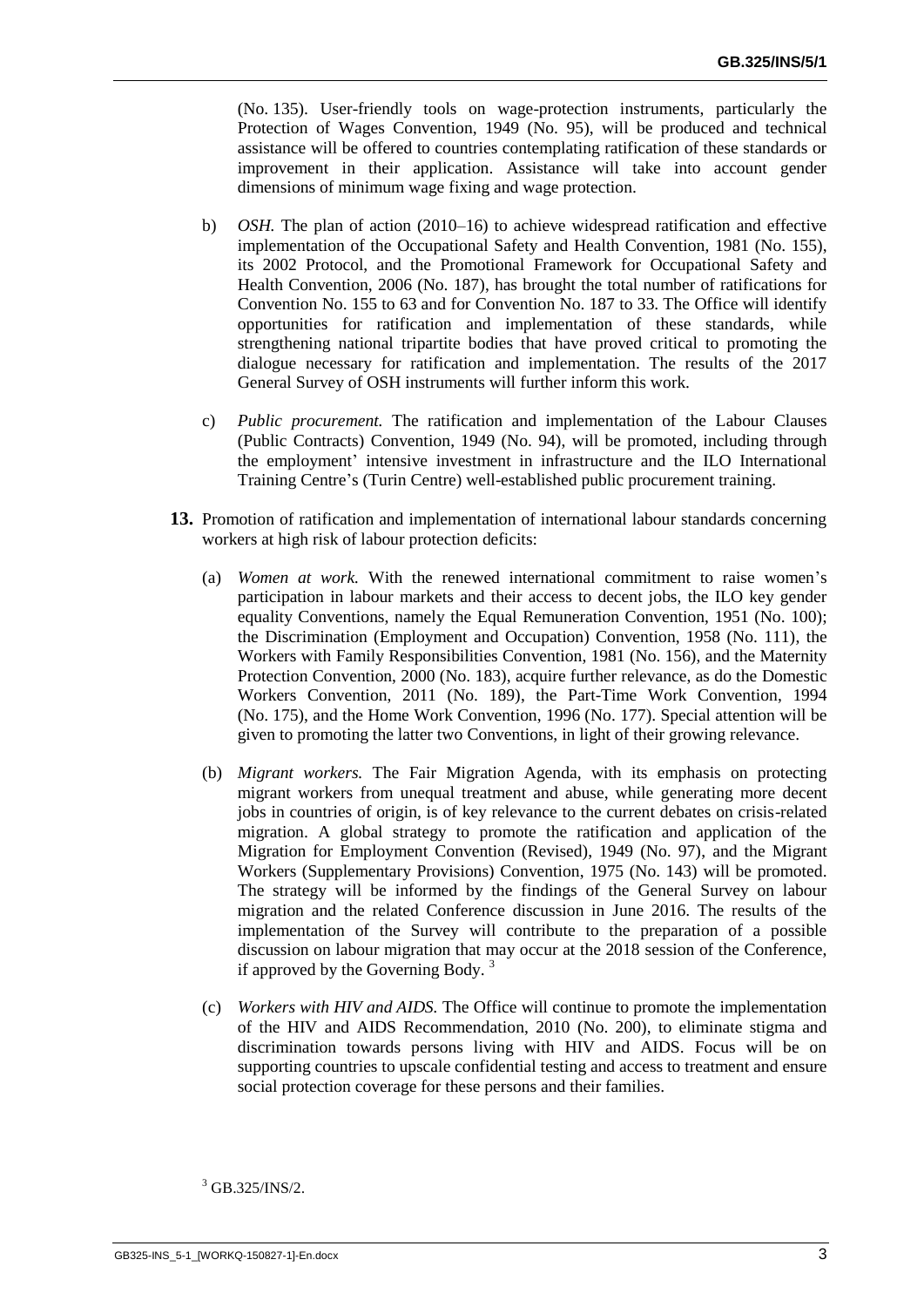(No. 135). User-friendly tools on wage-protection instruments, particularly the Protection of Wages Convention, 1949 (No. 95), will be produced and technical assistance will be offered to countries contemplating ratification of these standards or improvement in their application. Assistance will take into account gender dimensions of minimum wage fixing and wage protection.

b) *OSH.* The plan of action (2010–16) to achieve widespread ratification and effective implementation of the Occupational Safety and Health Convention, 1981 (No. 155), its 2002 Protocol, and the Promotional Framework for Occupational Safety and Health Convention, 2006 (No. 187), has brought the total number of ratifications for Convention No. 155 to 63 and for Convention No. 187 to 33. The Office will identify opportunities for ratification and implementation of these standards, while strengthening national tripartite bodies that have proved critical to promoting the dialogue necessary for ratification and implementation. The results of the 2017 General Survey of OSH instruments will further inform this work.

c) *Public procurement.* The ratification and implementation of the Labour Clauses (Public Contracts) Convention, 1949 (No. 94), will be promoted, including through the employment' intensive investment in infrastructure and the ILO International Training Centre's (Turin Centre) well-established public procurement training.

**13.** Promotion of ratification and implementation of international labour standards concerning workers at high risk of labour protection deficits:

(a) *Women at work.* With the renewed international commitment to raise women's participation in labour markets and their access to decent jobs, the ILO key gender equality Conventions, namely the Equal Remuneration Convention, 1951 (No. 100); the Discrimination (Employment and Occupation) Convention, 1958 (No. 111), the Workers with Family Responsibilities Convention, 1981 (No. 156), and the Maternity Protection Convention, 2000 (No. 183), acquire further relevance, as do the Domestic Workers Convention, 2011 (No. 189), the Part-Time Work Convention, 1994 (No. 175), and the Home Work Convention, 1996 (No. 177). Special attention will be given to promoting the latter two Conventions, in light of their growing relevance.

(b) *Migrant workers.* The Fair Migration Agenda, with its emphasis on protecting migrant workers from unequal treatment and abuse, while generating more decent jobs in countries of origin, is of key relevance to the current debates on crisis-related migration. A global strategy to promote the ratification and application of the Migration for Employment Convention (Revised), 1949 (No. 97), and the Migrant Workers (Supplementary Provisions) Convention, 1975 (No. 143) will be promoted. The strategy will be informed by the findings of the General Survey on labour migration and the related Conference discussion in June 2016. The results of the implementation of the Survey will contribute to the preparation of a possible discussion on labour migration that may occur at the 2018 session of the Conference, if approved by the Governing Body. [3]

(c) *Workers with HIV and AIDS.* The Office will continue to promote the implementation of the HIV and AIDS Recommendation, 2010 (No. 200), to eliminate stigma and discrimination towards persons living with HIV and AIDS. Focus will be on supporting countries to upscale confidential testing and access to treatment and ensure social protection coverage for these persons and their families.

[3] GB.325/INS/2.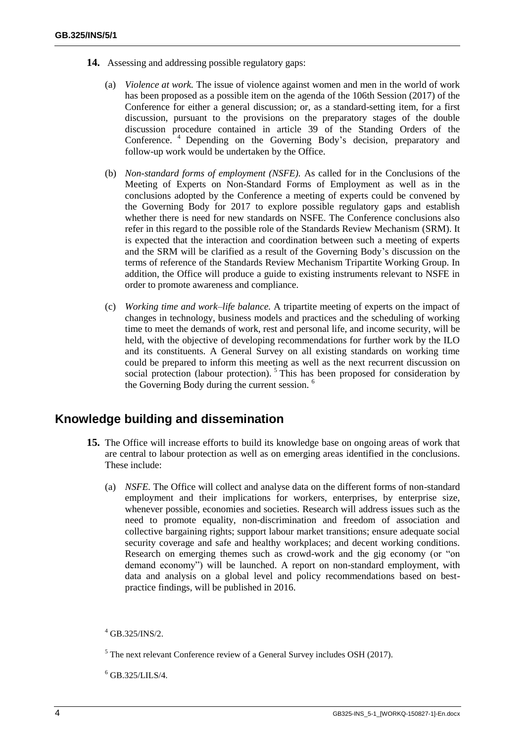**14.** Assessing and addressing possible regulatory gaps:

(a) *Violence at work.* The issue of violence against women and men in the world of work has been proposed as a possible item on the agenda of the 106th Session (2017) of the Conference for either a general discussion; or, as a standard-setting item, for a first discussion, pursuant to the provisions on the preparatory stages of the double discussion procedure contained in article 39 of the Standing Orders of the Conference. [4] Depending on the Governing Body's decision, preparatory and follow-up work would be undertaken by the Office.

(b) *Non-standard forms of employment (NSFE).* As called for in the Conclusions of the Meeting of Experts on Non-Standard Forms of Employment as well as in the conclusions adopted by the Conference a meeting of experts could be convened by the Governing Body for 2017 to explore possible regulatory gaps and establish whether there is need for new standards on NSFE. The Conference conclusions also refer in this regard to the possible role of the Standards Review Mechanism (SRM). It is expected that the interaction and coordination between such a meeting of experts and the SRM will be clarified as a result of the Governing Body's discussion on the terms of reference of the Standards Review Mechanism Tripartite Working Group. In addition, the Office will produce a guide to existing instruments relevant to NSFE in order to promote awareness and compliance.

(c) *Working time and work–life balance.* A tripartite meeting of experts on the impact of changes in technology, business models and practices and the scheduling of working time to meet the demands of work, rest and personal life, and income security, will be held, with the objective of developing recommendations for further work by the ILO and its constituents. A General Survey on all existing standards on working time could be prepared to inform this meeting as well as the next recurrent discussion on social protection (labour protection). [5] This has been proposed for consideration by the Governing Body during the current session. [6]

## Knowledge building and dissemination

**15.** The Office will increase efforts to build its knowledge base on ongoing areas of work that are central to labour protection as well as on emerging areas identified in the conclusions. These include:

(a) *NSFE.* The Office will collect and analyse data on the different forms of non-standard employment and their implications for workers, enterprises, by enterprise size, whenever possible, economies and societies. Research will address issues such as the need to promote equality, non-discrimination and freedom of association and collective bargaining rights; support labour market transitions; ensure adequate social security coverage and safe and healthy workplaces; and decent working conditions. Research on emerging themes such as crowd-work and the gig economy (or "on demand economy") will be launched. A report on non-standard employment, with data and analysis on a global level and policy recommendations based on best-practice findings, will be published in 2016.

---

[4] GB.325/INS/2.

[5] The next relevant Conference review of a General Survey includes OSH (2017).

[6] GB.325/LILS/4.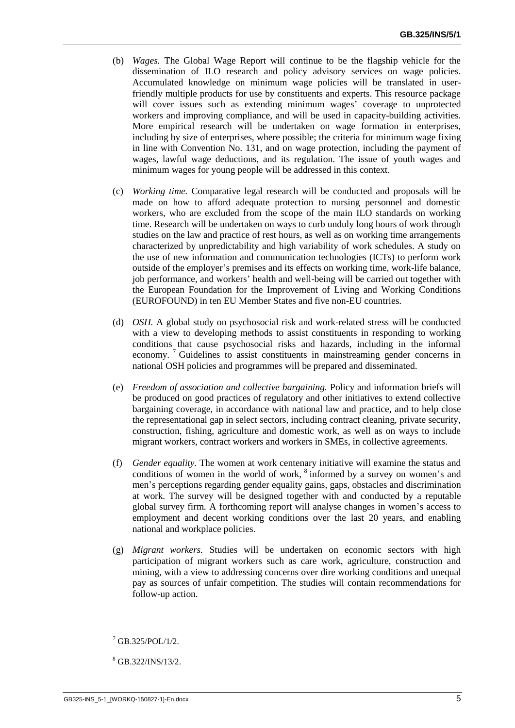(b) *Wages.* The Global Wage Report will continue to be the flagship vehicle for the dissemination of ILO research and policy advisory services on wage policies. Accumulated knowledge on minimum wage policies will be translated in user-friendly multiple products for use by constituents and experts. This resource package will cover issues such as extending minimum wages' coverage to unprotected workers and improving compliance, and will be used in capacity-building activities. More empirical research will be undertaken on wage formation in enterprises, including by size of enterprises, where possible; the criteria for minimum wage fixing in line with Convention No. 131, and on wage protection, including the payment of wages, lawful wage deductions, and its regulation. The issue of youth wages and minimum wages for young people will be addressed in this context.

(c) *Working time.* Comparative legal research will be conducted and proposals will be made on how to afford adequate protection to nursing personnel and domestic workers, who are excluded from the scope of the main ILO standards on working time. Research will be undertaken on ways to curb unduly long hours of work through studies on the law and practice of rest hours, as well as on working time arrangements characterized by unpredictability and high variability of work schedules. A study on the use of new information and communication technologies (ICTs) to perform work outside of the employer's premises and its effects on working time, work-life balance, job performance, and workers' health and well-being will be carried out together with the European Foundation for the Improvement of Living and Working Conditions (EUROFOUND) in ten EU Member States and five non-EU countries.

(d) *OSH.* A global study on psychosocial risk and work-related stress will be conducted with a view to developing methods to assist constituents in responding to working conditions that cause psychosocial risks and hazards, including in the informal economy. [7] Guidelines to assist constituents in mainstreaming gender concerns in national OSH policies and programmes will be prepared and disseminated.

(e) *Freedom of association and collective bargaining.* Policy and information briefs will be produced on good practices of regulatory and other initiatives to extend collective bargaining coverage, in accordance with national law and practice, and to help close the representational gap in select sectors, including contract cleaning, private security, construction, fishing, agriculture and domestic work, as well as on ways to include migrant workers, contract workers and workers in SMEs, in collective agreements.

(f) *Gender equality.* The women at work centenary initiative will examine the status and conditions of women in the world of work, [8] informed by a survey on women's and men's perceptions regarding gender equality gains, gaps, obstacles and discrimination at work. The survey will be designed together with and conducted by a reputable global survey firm. A forthcoming report will analyse changes in women's access to employment and decent working conditions over the last 20 years, and enabling national and workplace policies.

(g) *Migrant workers.* Studies will be undertaken on economic sectors with high participation of migrant workers such as care work, agriculture, construction and mining, with a view to addressing concerns over dire working conditions and unequal pay as sources of unfair competition. The studies will contain recommendations for follow-up action.

[7] GB.325/POL/1/2.

[8] GB.322/INS/13/2.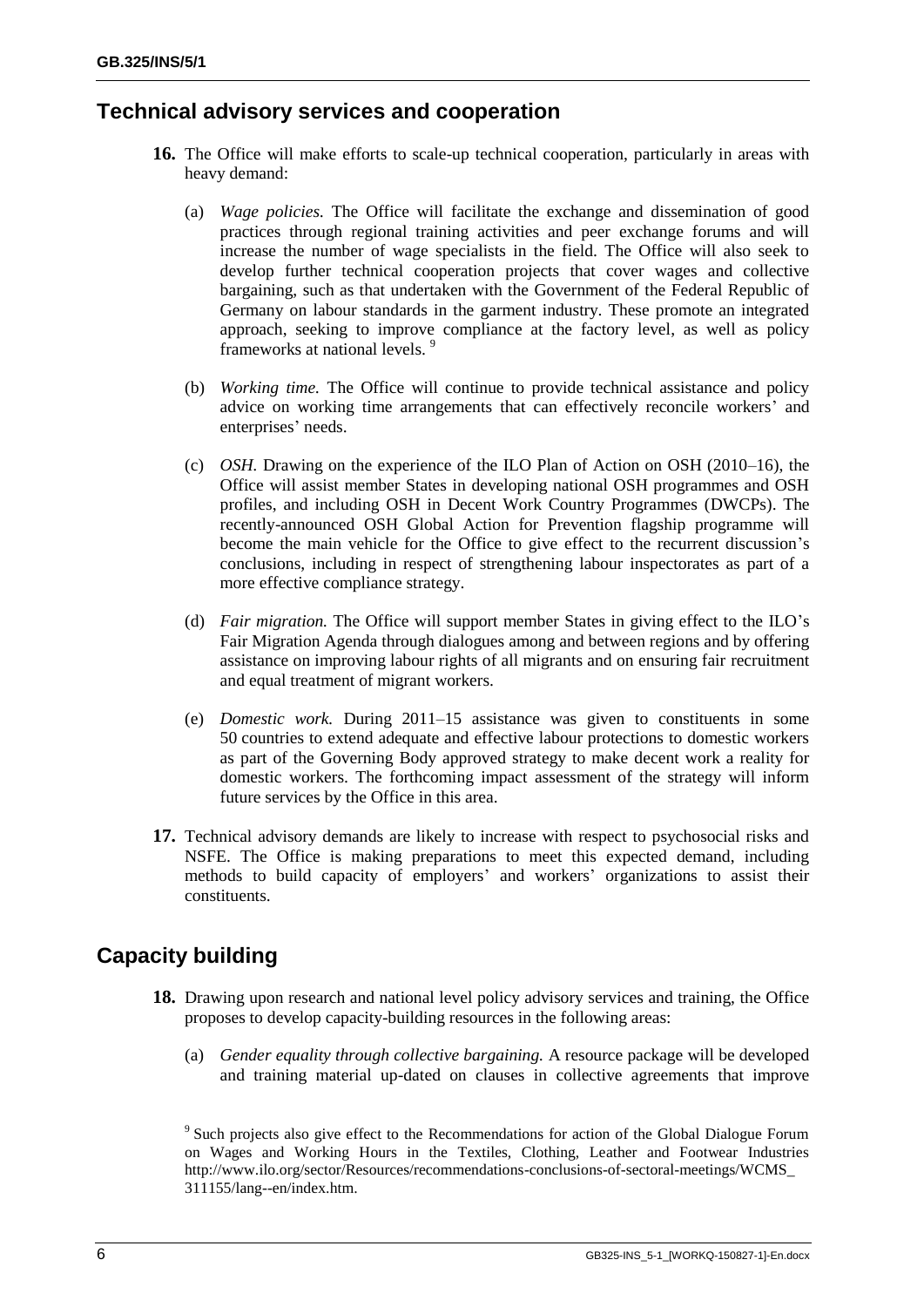## Technical advisory services and cooperation

**16.** The Office will make efforts to scale-up technical cooperation, particularly in areas with heavy demand:

(a) *Wage policies.* The Office will facilitate the exchange and dissemination of good practices through regional training activities and peer exchange forums and will increase the number of wage specialists in the field. The Office will also seek to develop further technical cooperation projects that cover wages and collective bargaining, such as that undertaken with the Government of the Federal Republic of Germany on labour standards in the garment industry. These promote an integrated approach, seeking to improve compliance at the factory level, as well as policy frameworks at national levels. [9]

(b) *Working time.* The Office will continue to provide technical assistance and policy advice on working time arrangements that can effectively reconcile workers' and enterprises' needs.

(c) *OSH.* Drawing on the experience of the ILO Plan of Action on OSH (2010–16), the Office will assist member States in developing national OSH programmes and OSH profiles, and including OSH in Decent Work Country Programmes (DWCPs). The recently-announced OSH Global Action for Prevention flagship programme will become the main vehicle for the Office to give effect to the recurrent discussion's conclusions, including in respect of strengthening labour inspectorates as part of a more effective compliance strategy.

(d) *Fair migration.* The Office will support member States in giving effect to the ILO's Fair Migration Agenda through dialogues among and between regions and by offering assistance on improving labour rights of all migrants and on ensuring fair recruitment and equal treatment of migrant workers.

(e) *Domestic work.* During 2011–15 assistance was given to constituents in some 50 countries to extend adequate and effective labour protections to domestic workers as part of the Governing Body approved strategy to make decent work a reality for domestic workers. The forthcoming impact assessment of the strategy will inform future services by the Office in this area.

**17.** Technical advisory demands are likely to increase with respect to psychosocial risks and NSFE. The Office is making preparations to meet this expected demand, including methods to build capacity of employers' and workers' organizations to assist their constituents.

## Capacity building

**18.** Drawing upon research and national level policy advisory services and training, the Office proposes to develop capacity-building resources in the following areas:

(a) *Gender equality through collective bargaining.* A resource package will be developed and training material up-dated on clauses in collective agreements that improve

[9] Such projects also give effect to the Recommendations for action of the Global Dialogue Forum on Wages and Working Hours in the Textiles, Clothing, Leather and Footwear Industries http://www.ilo.org/sector/Resources/recommendations-conclusions-of-sectoral-meetings/WCMS_311155/lang--en/index.htm.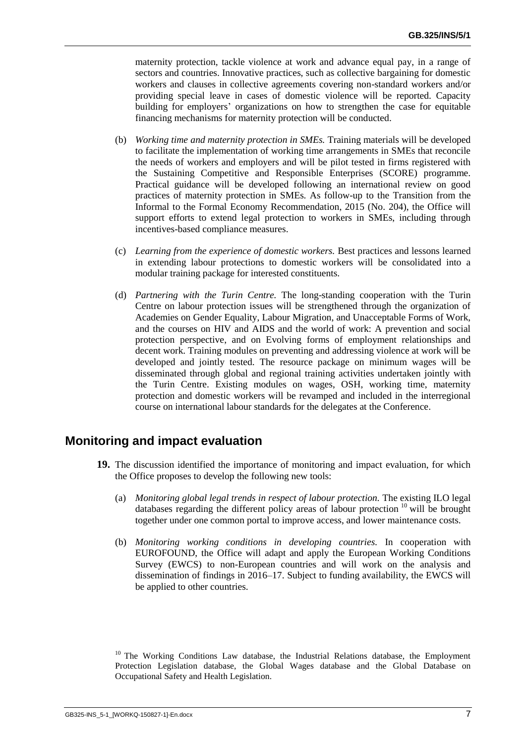maternity protection, tackle violence at work and advance equal pay, in a range of sectors and countries. Innovative practices, such as collective bargaining for domestic workers and clauses in collective agreements covering non-standard workers and/or providing special leave in cases of domestic violence will be reported. Capacity building for employers' organizations on how to strengthen the case for equitable financing mechanisms for maternity protection will be conducted.

(b) *Working time and maternity protection in SMEs.* Training materials will be developed to facilitate the implementation of working time arrangements in SMEs that reconcile the needs of workers and employers and will be pilot tested in firms registered with the Sustaining Competitive and Responsible Enterprises (SCORE) programme. Practical guidance will be developed following an international review on good practices of maternity protection in SMEs. As follow-up to the Transition from the Informal to the Formal Economy Recommendation, 2015 (No. 204), the Office will support efforts to extend legal protection to workers in SMEs, including through incentives-based compliance measures.

(c) *Learning from the experience of domestic workers.* Best practices and lessons learned in extending labour protections to domestic workers will be consolidated into a modular training package for interested constituents.

(d) *Partnering with the Turin Centre.* The long-standing cooperation with the Turin Centre on labour protection issues will be strengthened through the organization of Academies on Gender Equality, Labour Migration, and Unacceptable Forms of Work, and the courses on HIV and AIDS and the world of work: A prevention and social protection perspective, and on Evolving forms of employment relationships and decent work. Training modules on preventing and addressing violence at work will be developed and jointly tested. The resource package on minimum wages will be disseminated through global and regional training activities undertaken jointly with the Turin Centre. Existing modules on wages, OSH, working time, maternity protection and domestic workers will be revamped and included in the interregional course on international labour standards for the delegates at the Conference.

## Monitoring and impact evaluation

**19.** The discussion identified the importance of monitoring and impact evaluation, for which the Office proposes to develop the following new tools:

(a) *Monitoring global legal trends in respect of labour protection.* The existing ILO legal databases regarding the different policy areas of labour protection [10] will be brought together under one common portal to improve access, and lower maintenance costs.

(b) *Monitoring working conditions in developing countries.* In cooperation with EUROFOUND, the Office will adapt and apply the European Working Conditions Survey (EWCS) to non-European countries and will work on the analysis and dissemination of findings in 2016–17. Subject to funding availability, the EWCS will be applied to other countries.

[10] The Working Conditions Law database, the Industrial Relations database, the Employment Protection Legislation database, the Global Wages database and the Global Database on Occupational Safety and Health Legislation.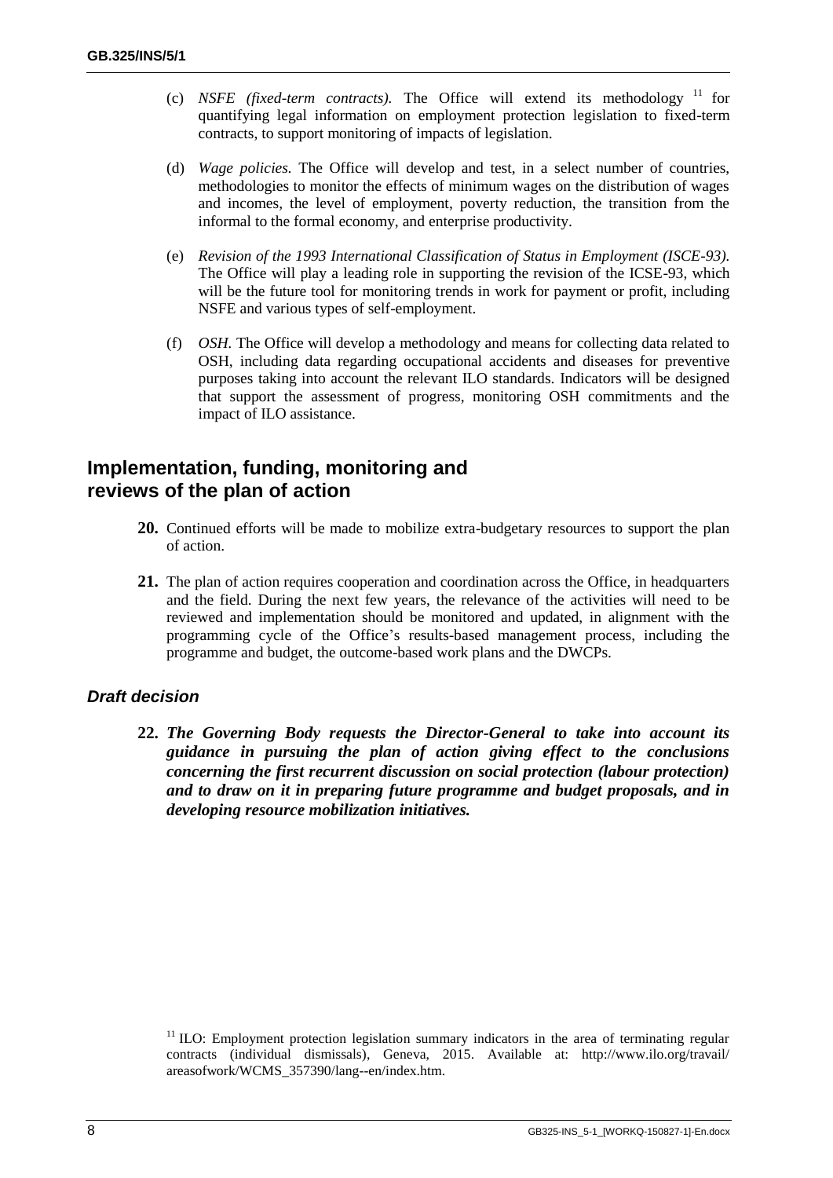(c) *NSFE (fixed-term contracts).* The Office will extend its methodology [11] for quantifying legal information on employment protection legislation to fixed-term contracts, to support monitoring of impacts of legislation.

(d) *Wage policies.* The Office will develop and test, in a select number of countries, methodologies to monitor the effects of minimum wages on the distribution of wages and incomes, the level of employment, poverty reduction, the transition from the informal to the formal economy, and enterprise productivity.

(e) *Revision of the 1993 International Classification of Status in Employment (ISCE-93).* The Office will play a leading role in supporting the revision of the ICSE-93, which will be the future tool for monitoring trends in work for payment or profit, including NSFE and various types of self-employment.

(f) *OSH.* The Office will develop a methodology and means for collecting data related to OSH, including data regarding occupational accidents and diseases for preventive purposes taking into account the relevant ILO standards. Indicators will be designed that support the assessment of progress, monitoring OSH commitments and the impact of ILO assistance.

## Implementation, funding, monitoring and reviews of the plan of action

**20.** Continued efforts will be made to mobilize extra-budgetary resources to support the plan of action.

**21.** The plan of action requires cooperation and coordination across the Office, in headquarters and the field. During the next few years, the relevance of the activities will need to be reviewed and implementation should be monitored and updated, in alignment with the programming cycle of the Office's results-based management process, including the programme and budget, the outcome-based work plans and the DWCPs.

### *Draft decision*

**22.** ***The Governing Body requests the Director-General to take into account its guidance in pursuing the plan of action giving effect to the conclusions concerning the first recurrent discussion on social protection (labour protection) and to draw on it in preparing future programme and budget proposals, and in developing resource mobilization initiatives.***

[11] ILO: Employment protection legislation summary indicators in the area of terminating regular contracts (individual dismissals), Geneva, 2015. Available at: http://www.ilo.org/travail/areasofwork/WCMS_357390/lang--en/index.htm.